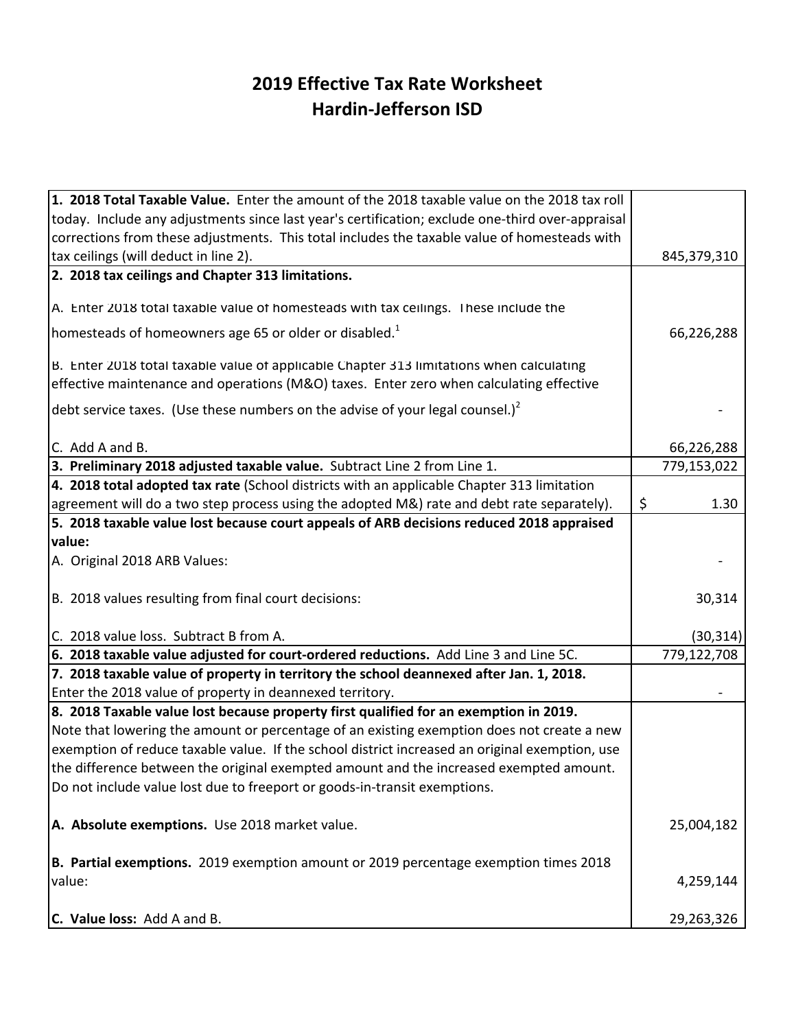# 2019 Effective Tax Rate Worksheet
# Hardin-Jefferson ISD

| Description | Amount |
|---|---|
| **1. 2018 Total Taxable Value.** Enter the amount of the 2018 taxable value on the 2018 tax roll today. Include any adjustments since last year's certification; exclude one-third over-appraisal corrections from these adjustments. This total includes the taxable value of homesteads with tax ceilings (will deduct in line 2). | 845,379,310 |
| **2. 2018 tax ceilings and Chapter 313 limitations.** | |
| A. Enter 2018 total taxable value of homesteads with tax ceilings. These include the homesteads of homeowners age 65 or older or disabled.[1] | 66,226,288 |
| B. Enter 2018 total taxable value of applicable Chapter 313 limitations when calculating effective maintenance and operations (M&O) taxes. Enter zero when calculating effective debt service taxes. (Use these numbers on the advise of your legal counsel.)[2] | - |
| C. Add A and B. | 66,226,288 |
| **3. Preliminary 2018 adjusted taxable value.** Subtract Line 2 from Line 1. | 779,153,022 |
| **4. 2018 total adopted tax rate** (School districts with an applicable Chapter 313 limitation agreement will do a two step process using the adopted M&) rate and debt rate separately). | $ 1.30 |
| **5. 2018 taxable value lost because court appeals of ARB decisions reduced 2018 appraised value:** | |
| A. Original 2018 ARB Values: | - |
| B. 2018 values resulting from final court decisions: | 30,314 |
| C. 2018 value loss. Subtract B from A. | (30,314) |
| **6. 2018 taxable value adjusted for court-ordered reductions.** Add Line 3 and Line 5C. | 779,122,708 |
| **7. 2018 taxable value of property in territory the school deannexed after Jan. 1, 2018.** Enter the 2018 value of property in deannexed territory. | - |
| **8. 2018 Taxable value lost because property first qualified for an exemption in 2019.** Note that lowering the amount or percentage of an existing exemption does not create a new exemption of reduce taxable value. If the school district increased an original exemption, use the difference between the original exempted amount and the increased exempted amount. Do not include value lost due to freeport or goods-in-transit exemptions. | |
| **A. Absolute exemptions.** Use 2018 market value. | 25,004,182 |
| **B. Partial exemptions.** 2019 exemption amount or 2019 percentage exemption times 2018 value: | 4,259,144 |
| **C. Value loss:** Add A and B. | 29,263,326 |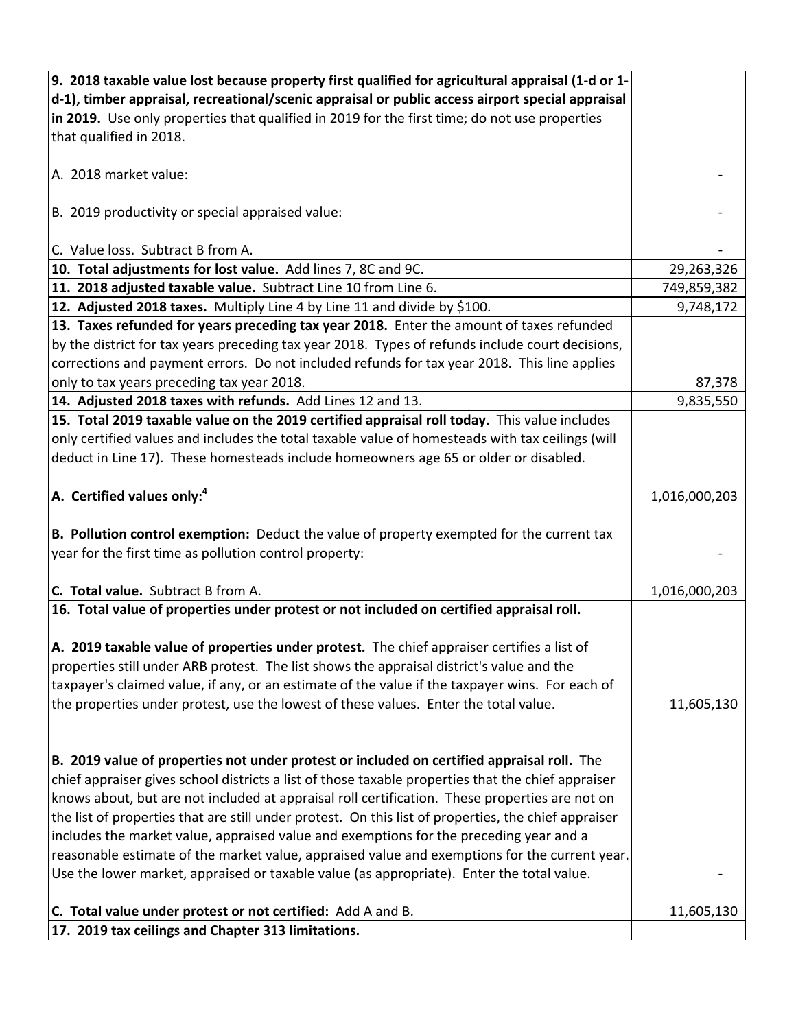| | |
|---|---|
| **9. 2018 taxable value lost because property first qualified for agricultural appraisal (1-d or 1-d-1), timber appraisal, recreational/scenic appraisal or public access airport special appraisal in 2019.** Use only properties that qualified in 2019 for the first time; do not use properties that qualified in 2018. | |
| A. 2018 market value: | - |
| B. 2019 productivity or special appraised value: | - |
| C. Value loss. Subtract B from A. | - |
| **10. Total adjustments for lost value.** Add lines 7, 8C and 9C. | 29,263,326 |
| **11. 2018 adjusted taxable value.** Subtract Line 10 from Line 6. | 749,859,382 |
| **12. Adjusted 2018 taxes.** Multiply Line 4 by Line 11 and divide by $100. | 9,748,172 |
| **13. Taxes refunded for years preceding tax year 2018.** Enter the amount of taxes refunded by the district for tax years preceding tax year 2018. Types of refunds include court decisions, corrections and payment errors. Do not included refunds for tax year 2018. This line applies only to tax years preceding tax year 2018. | 87,378 |
| **14. Adjusted 2018 taxes with refunds.** Add Lines 12 and 13. | 9,835,550 |
| **15. Total 2019 taxable value on the 2019 certified appraisal roll today.** This value includes only certified values and includes the total taxable value of homesteads with tax ceilings (will deduct in Line 17). These homesteads include homeowners age 65 or older or disabled. | |
| **A. Certified values only:**[4] | 1,016,000,203 |
| **B. Pollution control exemption:** Deduct the value of property exempted for the current tax year for the first time as pollution control property: | - |
| **C. Total value.** Subtract B from A. | 1,016,000,203 |
| **16. Total value of properties under protest or not included on certified appraisal roll.** | |
| **A. 2019 taxable value of properties under protest.** The chief appraiser certifies a list of properties still under ARB protest. The list shows the appraisal district's value and the taxpayer's claimed value, if any, or an estimate of the value if the taxpayer wins. For each of the properties under protest, use the lowest of these values. Enter the total value. | 11,605,130 |
| **B. 2019 value of properties not under protest or included on certified appraisal roll.** The chief appraiser gives school districts a list of those taxable properties that the chief appraiser knows about, but are not included at appraisal roll certification. These properties are not on the list of properties that are still under protest. On this list of properties, the chief appraiser includes the market value, appraised value and exemptions for the preceding year and a reasonable estimate of the market value, appraised value and exemptions for the current year. Use the lower market, appraised or taxable value (as appropriate). Enter the total value. | - |
| **C. Total value under protest or not certified:** Add A and B. | 11,605,130 |
| **17. 2019 tax ceilings and Chapter 313 limitations.** | |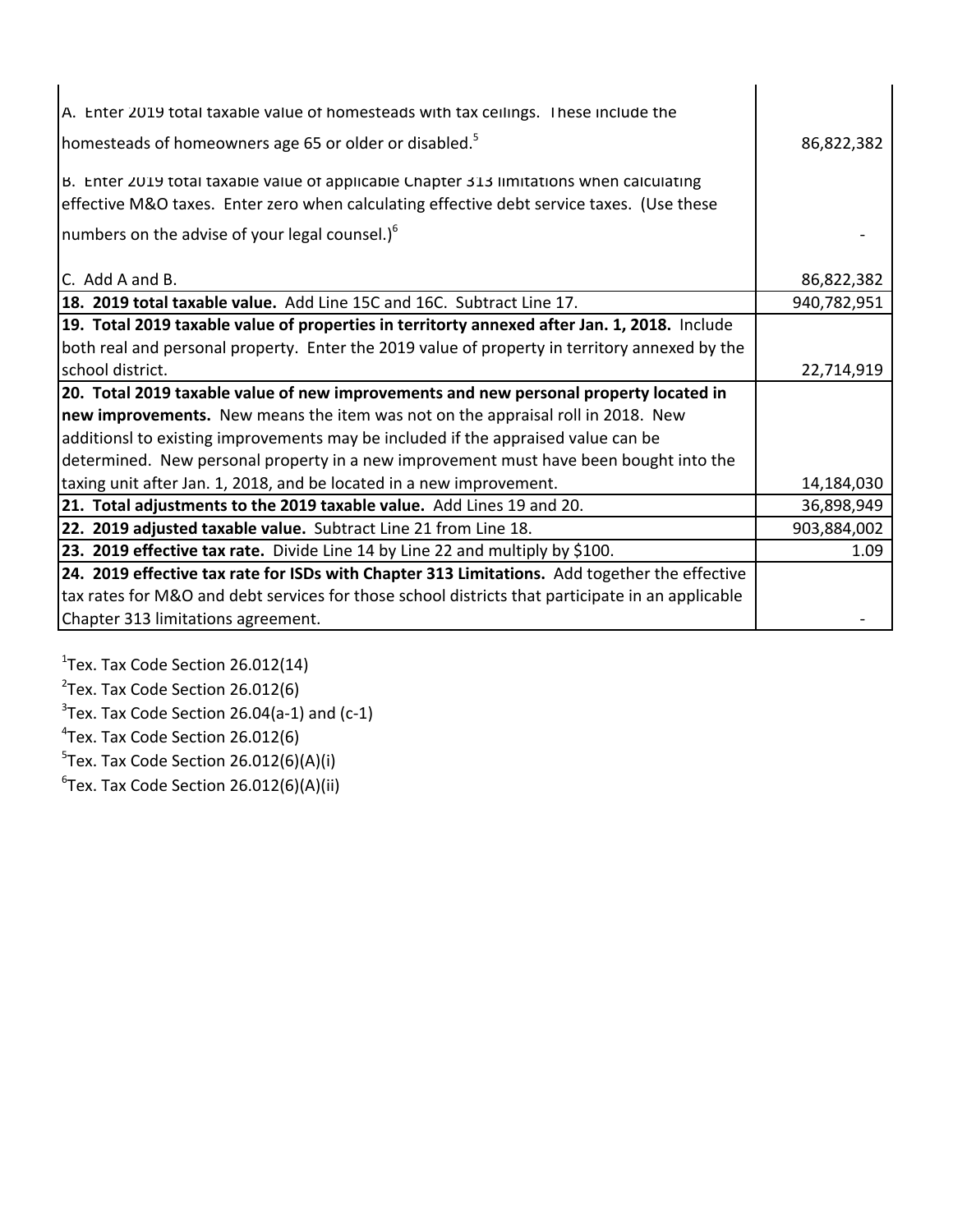| | |
|---|---|
| A. Enter 2019 total taxable value of homesteads with tax ceilings. These include the homesteads of homeowners age 65 or older or disabled.[5] | 86,822,382 |
| B. Enter 2019 total taxable value of applicable Chapter 313 limitations when calculating effective M&O taxes. Enter zero when calculating effective debt service taxes. (Use these numbers on the advise of your legal counsel.)[6] | - |
| C. Add A and B. | 86,822,382 |
| **18. 2019 total taxable value.** Add Line 15C and 16C. Subtract Line 17. | 940,782,951 |
| **19. Total 2019 taxable value of properties in territorty annexed after Jan. 1, 2018.** Include both real and personal property. Enter the 2019 value of property in territory annexed by the school district. | 22,714,919 |
| **20. Total 2019 taxable value of new improvements and new personal property located in new improvements.** New means the item was not on the appraisal roll in 2018. New additionsl to existing improvements may be included if the appraised value can be determined. New personal property in a new improvement must have been bought into the taxing unit after Jan. 1, 2018, and be located in a new improvement. | 14,184,030 |
| **21. Total adjustments to the 2019 taxable value.** Add Lines 19 and 20. | 36,898,949 |
| **22. 2019 adjusted taxable value.** Subtract Line 21 from Line 18. | 903,884,002 |
| **23. 2019 effective tax rate.** Divide Line 14 by Line 22 and multiply by $100. | 1.09 |
| **24. 2019 effective tax rate for ISDs with Chapter 313 Limitations.** Add together the effective tax rates for M&O and debt services for those school districts that participate in an applicable Chapter 313 limitations agreement. | - |

[1]Tex. Tax Code Section 26.012(14)

[2]Tex. Tax Code Section 26.012(6)

[3]Tex. Tax Code Section 26.04(a-1) and (c-1)

[4]Tex. Tax Code Section 26.012(6)

[5]Tex. Tax Code Section 26.012(6)(A)(i)

[6]Tex. Tax Code Section 26.012(6)(A)(ii)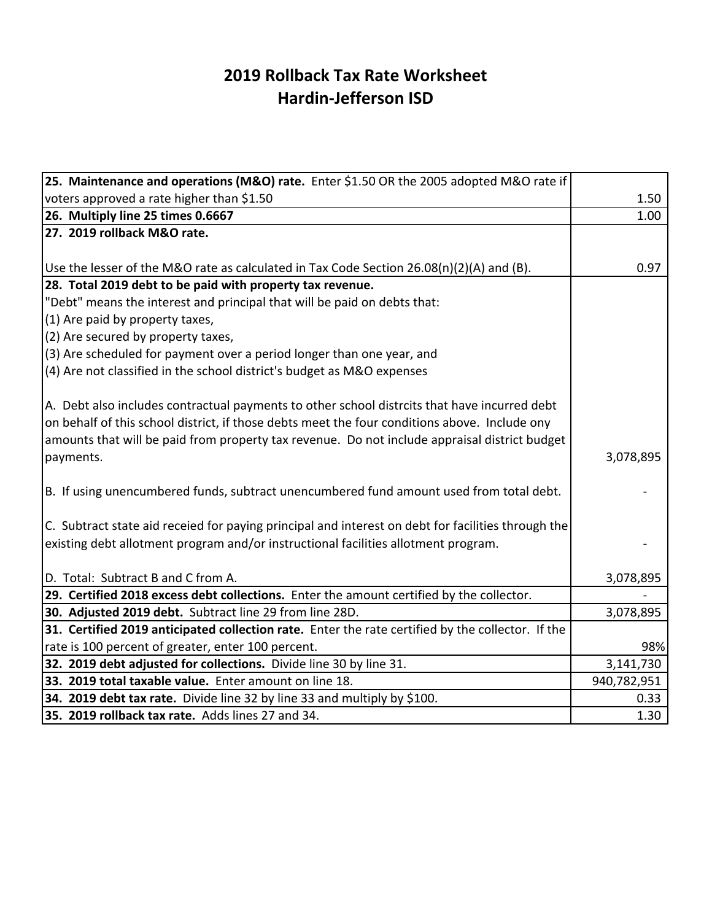## 2019 Rollback Tax Rate Worksheet
## Hardin-Jefferson ISD

| | |
|---|---|
| **25. Maintenance and operations (M&O) rate.** Enter $1.50 OR the 2005 adopted M&O rate if voters approved a rate higher than $1.50 | 1.50 |
| **26. Multiply line 25 times 0.6667** | 1.00 |
| **27. 2019 rollback M&O rate.**<br><br>Use the lesser of the M&O rate as calculated in Tax Code Section 26.08(n)(2)(A) and (B). | 0.97 |
| **28. Total 2019 debt to be paid with property tax revenue.**<br>"Debt" means the interest and principal that will be paid on debts that:<br>(1) Are paid by property taxes,<br>(2) Are secured by property taxes,<br>(3) Are scheduled for payment over a period longer than one year, and<br>(4) Are not classified in the school district's budget as M&O expenses<br><br>A. Debt also includes contractual payments to other school distrcits that have incurred debt on behalf of this school district, if those debts meet the four conditions above. Include ony amounts that will be paid from property tax revenue. Do not include appraisal district budget payments. | 3,078,895 |
| B. If using unencumbered funds, subtract unencumbered fund amount used from total debt. | - |
| C. Subtract state aid receied for paying principal and interest on debt for facilities through the existing debt allotment program and/or instructional facilities allotment program. | - |
| D. Total: Subtract B and C from A. | 3,078,895 |
| **29. Certified 2018 excess debt collections.** Enter the amount certified by the collector. | - |
| **30. Adjusted 2019 debt.** Subtract line 29 from line 28D. | 3,078,895 |
| **31. Certified 2019 anticipated collection rate.** Enter the rate certified by the collector. If the rate is 100 percent of greater, enter 100 percent. | 98% |
| **32. 2019 debt adjusted for collections.** Divide line 30 by line 31. | 3,141,730 |
| **33. 2019 total taxable value.** Enter amount on line 18. | 940,782,951 |
| **34. 2019 debt tax rate.** Divide line 32 by line 33 and multiply by $100. | 0.33 |
| **35. 2019 rollback tax rate.** Adds lines 27 and 34. | 1.30 |